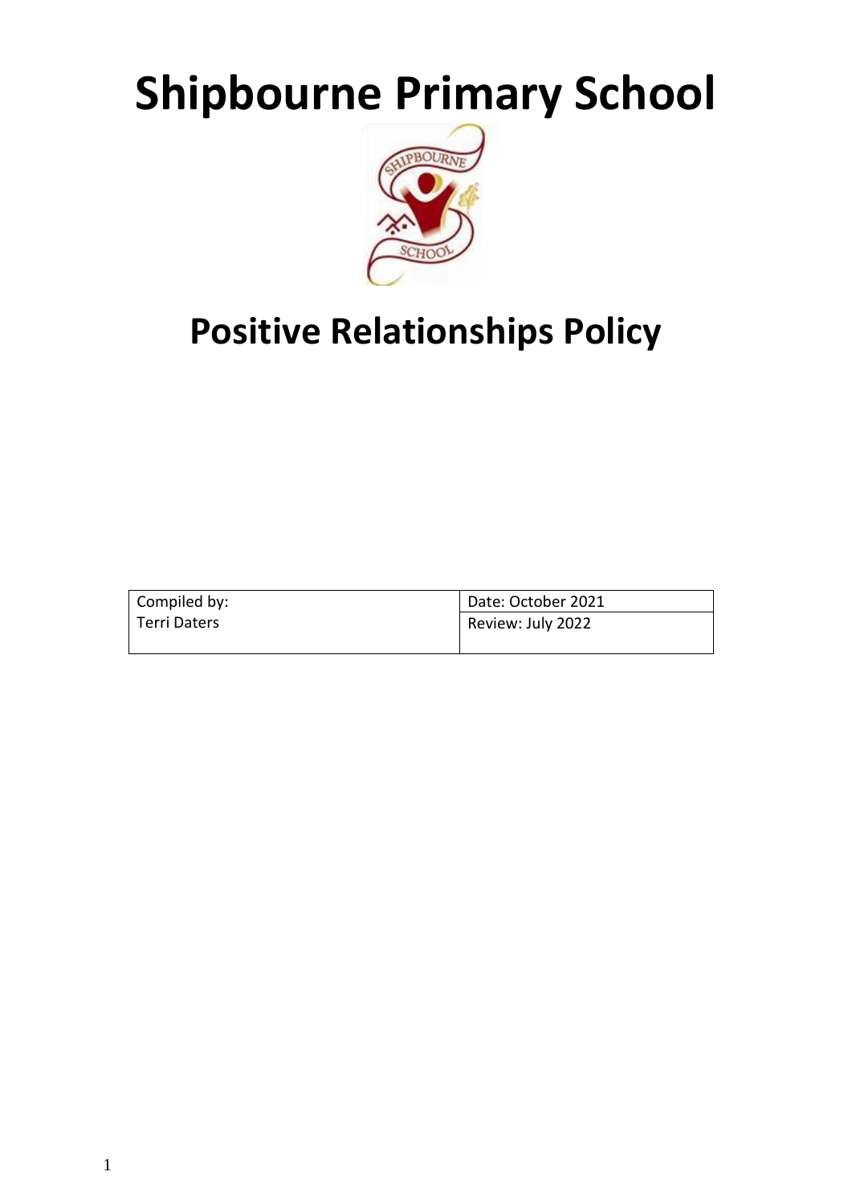# Shipbourne Primary School

# Positive Relationships Policy

| Compiled by: Terri Daters | Date: October 2021 |
|---|---|
| | Review: July 2022 |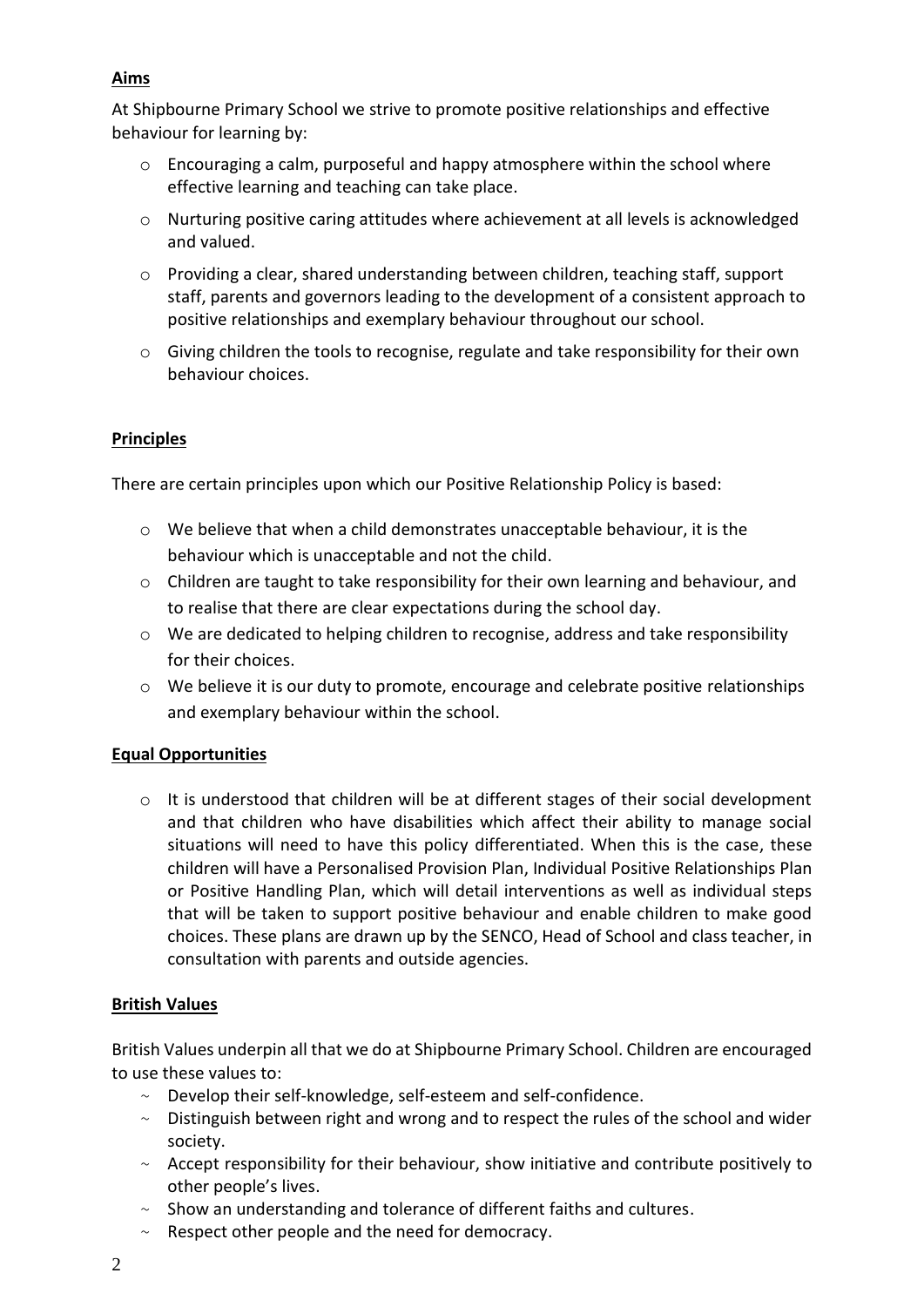## Aims

At Shipbourne Primary School we strive to promote positive relationships and effective behaviour for learning by:

- Encouraging a calm, purposeful and happy atmosphere within the school where effective learning and teaching can take place.
- Nurturing positive caring attitudes where achievement at all levels is acknowledged and valued.
- Providing a clear, shared understanding between children, teaching staff, support staff, parents and governors leading to the development of a consistent approach to positive relationships and exemplary behaviour throughout our school.
- Giving children the tools to recognise, regulate and take responsibility for their own behaviour choices.

## Principles

There are certain principles upon which our Positive Relationship Policy is based:

- We believe that when a child demonstrates unacceptable behaviour, it is the behaviour which is unacceptable and not the child.
- Children are taught to take responsibility for their own learning and behaviour, and to realise that there are clear expectations during the school day.
- We are dedicated to helping children to recognise, address and take responsibility for their choices.
- We believe it is our duty to promote, encourage and celebrate positive relationships and exemplary behaviour within the school.

## Equal Opportunities

- It is understood that children will be at different stages of their social development and that children who have disabilities which affect their ability to manage social situations will need to have this policy differentiated. When this is the case, these children will have a Personalised Provision Plan, Individual Positive Relationships Plan or Positive Handling Plan, which will detail interventions as well as individual steps that will be taken to support positive behaviour and enable children to make good choices. These plans are drawn up by the SENCO, Head of School and class teacher, in consultation with parents and outside agencies.

## British Values

British Values underpin all that we do at Shipbourne Primary School. Children are encouraged to use these values to:

- Develop their self-knowledge, self-esteem and self-confidence.
- Distinguish between right and wrong and to respect the rules of the school and wider society.
- Accept responsibility for their behaviour, show initiative and contribute positively to other people's lives.
- Show an understanding and tolerance of different faiths and cultures.
- Respect other people and the need for democracy.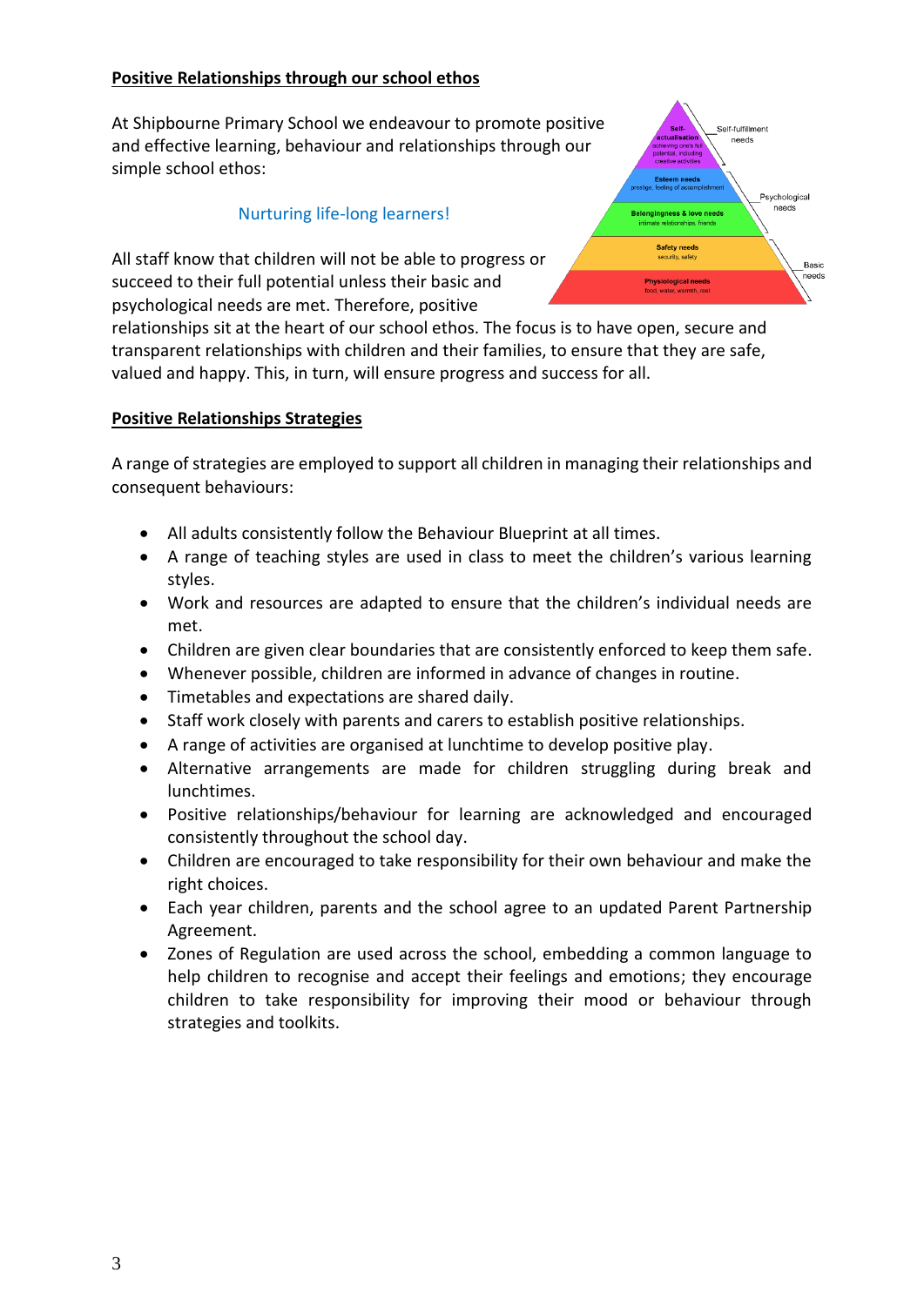## Positive Relationships through our school ethos

At Shipbourne Primary School we endeavour to promote positive and effective learning, behaviour and relationships through our simple school ethos:

Nurturing life-long learners!

All staff know that children will not be able to progress or succeed to their full potential unless their basic and psychological needs are met. Therefore, positive relationships sit at the heart of our school ethos. The focus is to have open, secure and transparent relationships with children and their families, to ensure that they are safe, valued and happy. This, in turn, will ensure progress and success for all.

## Positive Relationships Strategies

A range of strategies are employed to support all children in managing their relationships and consequent behaviours:

- All adults consistently follow the Behaviour Blueprint at all times.
- A range of teaching styles are used in class to meet the children's various learning styles.
- Work and resources are adapted to ensure that the children's individual needs are met.
- Children are given clear boundaries that are consistently enforced to keep them safe.
- Whenever possible, children are informed in advance of changes in routine.
- Timetables and expectations are shared daily.
- Staff work closely with parents and carers to establish positive relationships.
- A range of activities are organised at lunchtime to develop positive play.
- Alternative arrangements are made for children struggling during break and lunchtimes.
- Positive relationships/behaviour for learning are acknowledged and encouraged consistently throughout the school day.
- Children are encouraged to take responsibility for their own behaviour and make the right choices.
- Each year children, parents and the school agree to an updated Parent Partnership Agreement.
- Zones of Regulation are used across the school, embedding a common language to help children to recognise and accept their feelings and emotions; they encourage children to take responsibility for improving their mood or behaviour through strategies and toolkits.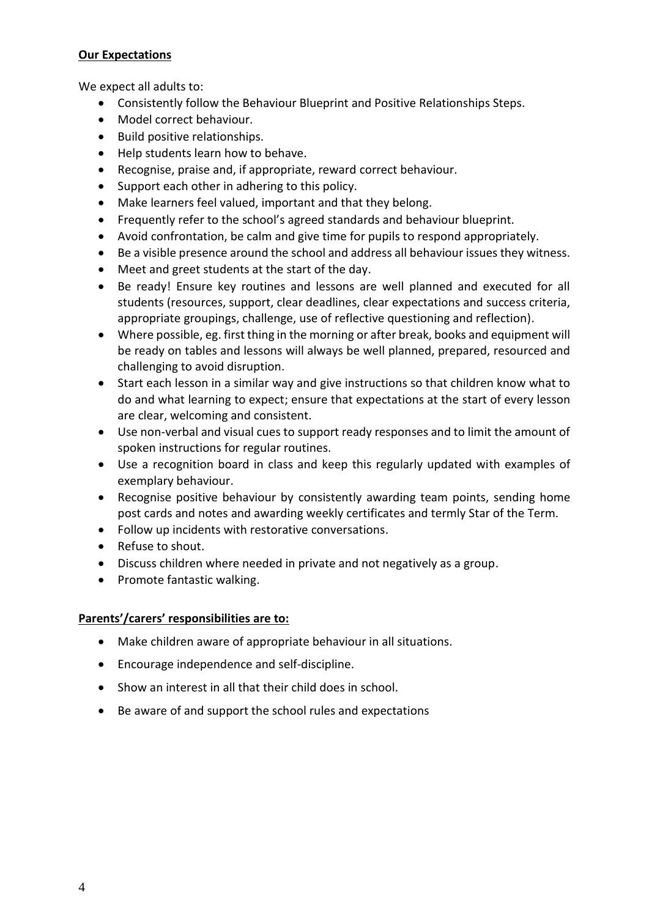**Our Expectations**

We expect all adults to:

- Consistently follow the Behaviour Blueprint and Positive Relationships Steps.
- Model correct behaviour.
- Build positive relationships.
- Help students learn how to behave.
- Recognise, praise and, if appropriate, reward correct behaviour.
- Support each other in adhering to this policy.
- Make learners feel valued, important and that they belong.
- Frequently refer to the school's agreed standards and behaviour blueprint.
- Avoid confrontation, be calm and give time for pupils to respond appropriately.
- Be a visible presence around the school and address all behaviour issues they witness.
- Meet and greet students at the start of the day.
- Be ready! Ensure key routines and lessons are well planned and executed for all students (resources, support, clear deadlines, clear expectations and success criteria, appropriate groupings, challenge, use of reflective questioning and reflection).
- Where possible, eg. first thing in the morning or after break, books and equipment will be ready on tables and lessons will always be well planned, prepared, resourced and challenging to avoid disruption.
- Start each lesson in a similar way and give instructions so that children know what to do and what learning to expect; ensure that expectations at the start of every lesson are clear, welcoming and consistent.
- Use non-verbal and visual cues to support ready responses and to limit the amount of spoken instructions for regular routines.
- Use a recognition board in class and keep this regularly updated with examples of exemplary behaviour.
- Recognise positive behaviour by consistently awarding team points, sending home post cards and notes and awarding weekly certificates and termly Star of the Term.
- Follow up incidents with restorative conversations.
- Refuse to shout.
- Discuss children where needed in private and not negatively as a group.
- Promote fantastic walking.

**Parents'/carers' responsibilities are to:**

- Make children aware of appropriate behaviour in all situations.
- Encourage independence and self-discipline.
- Show an interest in all that their child does in school.
- Be aware of and support the school rules and expectations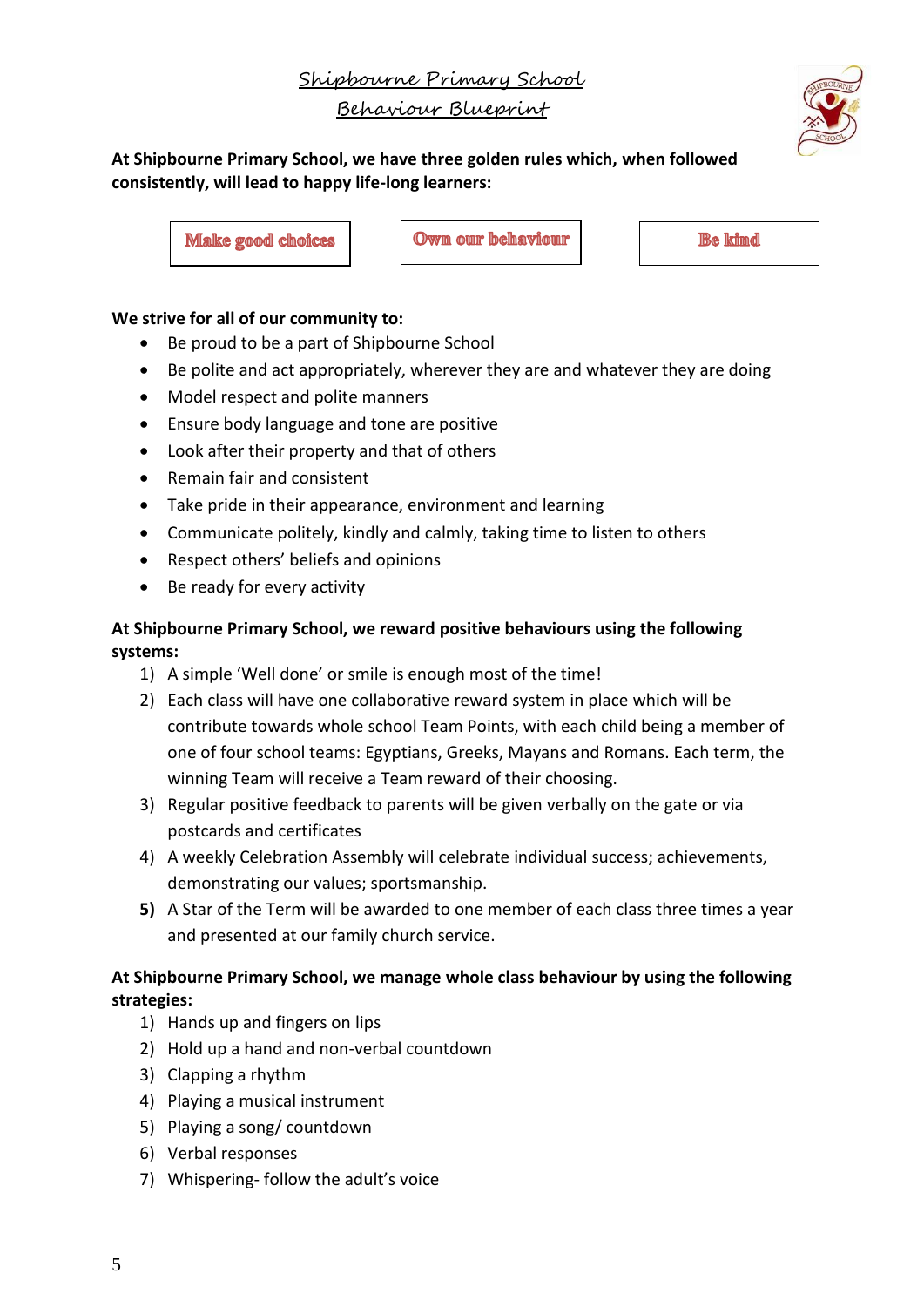# Shipbourne Primary School
## Behaviour Blueprint

**At Shipbourne Primary School, we have three golden rules which, when followed consistently, will lead to happy life-long learners:**

| Make good choices | Own our behaviour | Be kind |
|---|---|---|

**We strive for all of our community to:**

- Be proud to be a part of Shipbourne School
- Be polite and act appropriately, wherever they are and whatever they are doing
- Model respect and polite manners
- Ensure body language and tone are positive
- Look after their property and that of others
- Remain fair and consistent
- Take pride in their appearance, environment and learning
- Communicate politely, kindly and calmly, taking time to listen to others
- Respect others' beliefs and opinions
- Be ready for every activity

**At Shipbourne Primary School, we reward positive behaviours using the following systems:**

1) A simple 'Well done' or smile is enough most of the time!
2) Each class will have one collaborative reward system in place which will be contribute towards whole school Team Points, with each child being a member of one of four school teams: Egyptians, Greeks, Mayans and Romans. Each term, the winning Team will receive a Team reward of their choosing.
3) Regular positive feedback to parents will be given verbally on the gate or via postcards and certificates
4) A weekly Celebration Assembly will celebrate individual success; achievements, demonstrating our values; sportsmanship.
5) A Star of the Term will be awarded to one member of each class three times a year and presented at our family church service.

**At Shipbourne Primary School, we manage whole class behaviour by using the following strategies:**

1) Hands up and fingers on lips
2) Hold up a hand and non-verbal countdown
3) Clapping a rhythm
4) Playing a musical instrument
5) Playing a song/ countdown
6) Verbal responses
7) Whispering- follow the adult's voice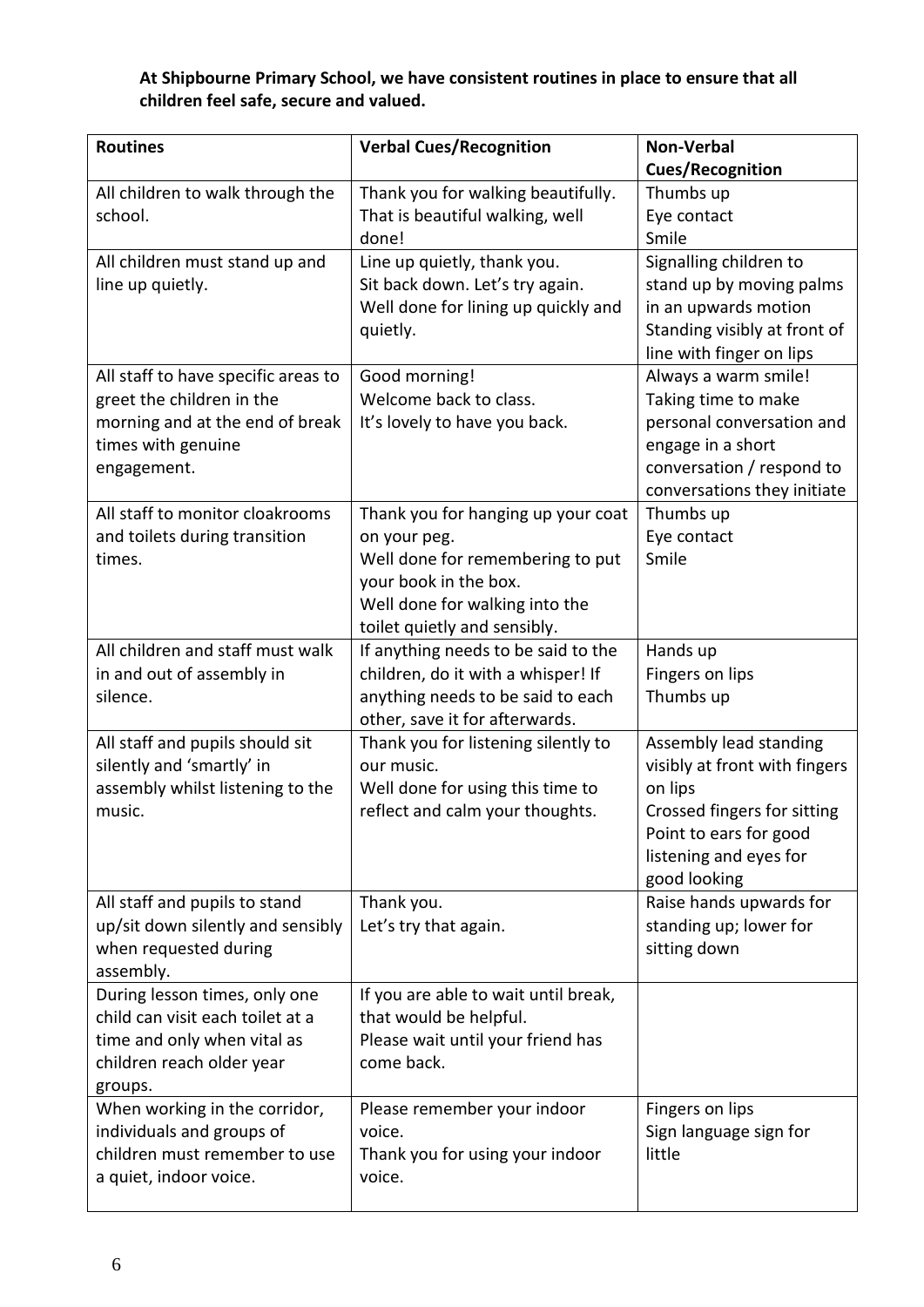**At Shipbourne Primary School, we have consistent routines in place to ensure that all children feel safe, secure and valued.**

| Routines | Verbal Cues/Recognition | Non-Verbal Cues/Recognition |
|---|---|---|
| All children to walk through the school. | Thank you for walking beautifully.<br>That is beautiful walking, well done! | Thumbs up<br>Eye contact<br>Smile |
| All children must stand up and line up quietly. | Line up quietly, thank you.<br>Sit back down. Let's try again.<br>Well done for lining up quickly and quietly. | Signalling children to stand up by moving palms in an upwards motion<br>Standing visibly at front of line with finger on lips |
| All staff to have specific areas to greet the children in the morning and at the end of break times with genuine engagement. | Good morning!<br>Welcome back to class.<br>It's lovely to have you back. | Always a warm smile!<br>Taking time to make personal conversation and engage in a short conversation / respond to conversations they initiate |
| All staff to monitor cloakrooms and toilets during transition times. | Thank you for hanging up your coat on your peg.<br>Well done for remembering to put your book in the box.<br>Well done for walking into the toilet quietly and sensibly. | Thumbs up<br>Eye contact<br>Smile |
| All children and staff must walk in and out of assembly in silence. | If anything needs to be said to the children, do it with a whisper! If anything needs to be said to each other, save it for afterwards. | Hands up<br>Fingers on lips<br>Thumbs up |
| All staff and pupils should sit silently and 'smartly' in assembly whilst listening to the music. | Thank you for listening silently to our music.<br>Well done for using this time to reflect and calm your thoughts. | Assembly lead standing visibly at front with fingers on lips<br>Crossed fingers for sitting<br>Point to ears for good listening and eyes for good looking |
| All staff and pupils to stand up/sit down silently and sensibly when requested during assembly. | Thank you.<br>Let's try that again. | Raise hands upwards for standing up; lower for sitting down |
| During lesson times, only one child can visit each toilet at a time and only when vital as children reach older year groups. | If you are able to wait until break, that would be helpful.<br>Please wait until your friend has come back. | |
| When working in the corridor, individuals and groups of children must remember to use a quiet, indoor voice. | Please remember your indoor voice.<br>Thank you for using your indoor voice. | Fingers on lips<br>Sign language sign for little |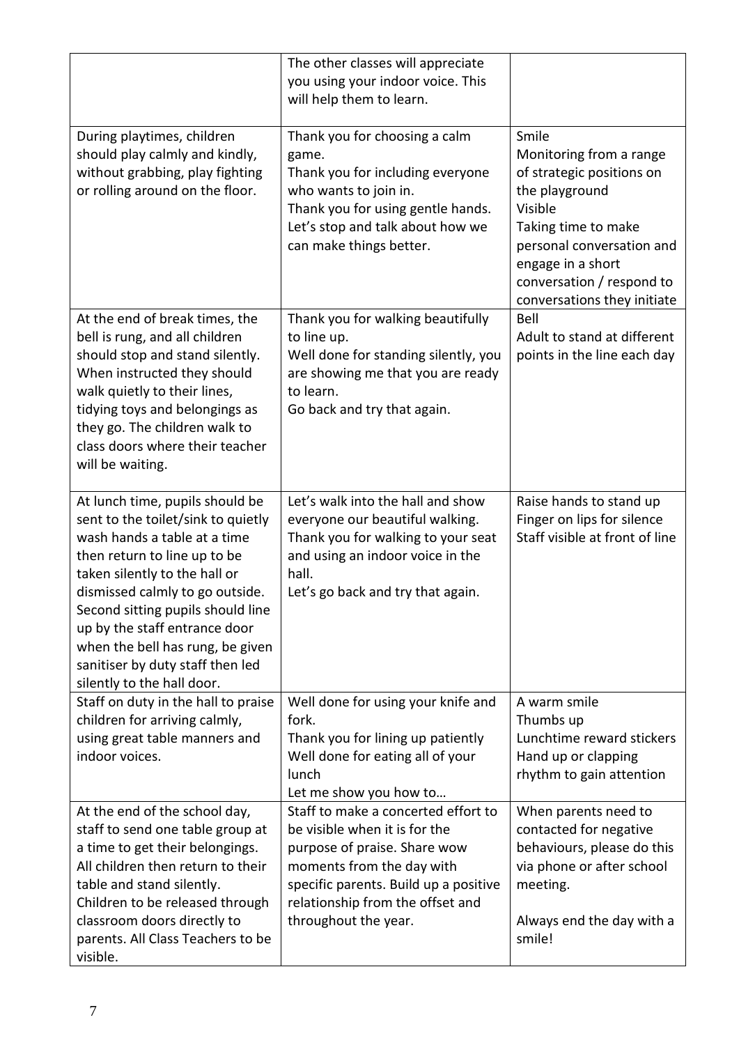| | | |
|---|---|---|
| | The other classes will appreciate you using your indoor voice. This will help them to learn. | |
| During playtimes, children should play calmly and kindly, without grabbing, play fighting or rolling around on the floor. | Thank you for choosing a calm game.<br>Thank you for including everyone who wants to join in.<br>Thank you for using gentle hands.<br>Let's stop and talk about how we can make things better. | Smile<br>Monitoring from a range of strategic positions on the playground<br>Visible<br>Taking time to make personal conversation and engage in a short conversation / respond to conversations they initiate |
| At the end of break times, the bell is rung, and all children should stop and stand silently. When instructed they should walk quietly to their lines, tidying toys and belongings as they go. The children walk to class doors where their teacher will be waiting. | Thank you for walking beautifully to line up.<br>Well done for standing silently, you are showing me that you are ready to learn.<br>Go back and try that again. | Bell<br>Adult to stand at different points in the line each day |
| At lunch time, pupils should be sent to the toilet/sink to quietly wash hands a table at a time then return to line up to be taken silently to the hall or dismissed calmly to go outside. Second sitting pupils should line up by the staff entrance door when the bell has rung, be given sanitiser by duty staff then led silently to the hall door. | Let's walk into the hall and show everyone our beautiful walking.<br>Thank you for walking to your seat and using an indoor voice in the hall.<br>Let's go back and try that again. | Raise hands to stand up<br>Finger on lips for silence<br>Staff visible at front of line |
| Staff on duty in the hall to praise children for arriving calmly, using great table manners and indoor voices. | Well done for using your knife and fork.<br>Thank you for lining up patiently<br>Well done for eating all of your lunch<br>Let me show you how to… | A warm smile<br>Thumbs up<br>Lunchtime reward stickers<br>Hand up or clapping rhythm to gain attention |
| At the end of the school day, staff to send one table group at a time to get their belongings. All children then return to their table and stand silently. Children to be released through classroom doors directly to parents. All Class Teachers to be visible. | Staff to make a concerted effort to be visible when it is for the purpose of praise. Share wow moments from the day with specific parents. Build up a positive relationship from the offset and throughout the year. | When parents need to contacted for negative behaviours, please do this via phone or after school meeting.<br><br>Always end the day with a smile! |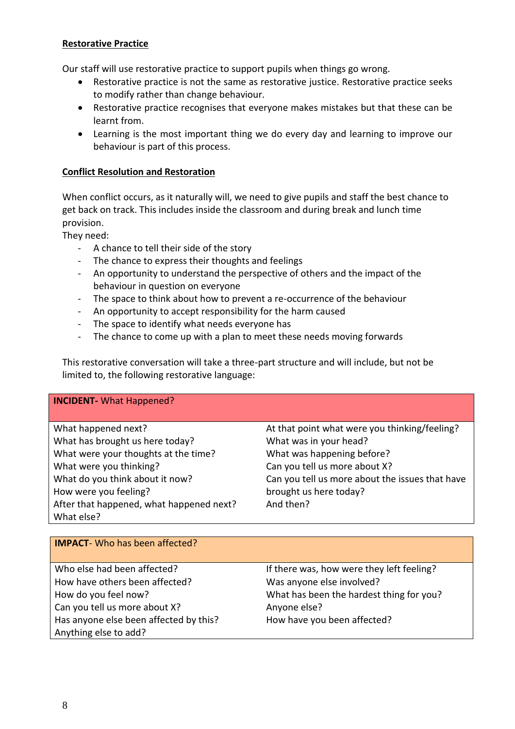**Restorative Practice**

Our staff will use restorative practice to support pupils when things go wrong.

- Restorative practice is not the same as restorative justice. Restorative practice seeks to modify rather than change behaviour.
- Restorative practice recognises that everyone makes mistakes but that these can be learnt from.
- Learning is the most important thing we do every day and learning to improve our behaviour is part of this process.

**Conflict Resolution and Restoration**

When conflict occurs, as it naturally will, we need to give pupils and staff the best chance to get back on track. This includes inside the classroom and during break and lunch time provision.

They need:

- A chance to tell their side of the story
- The chance to express their thoughts and feelings
- An opportunity to understand the perspective of others and the impact of the behaviour in question on everyone
- The space to think about how to prevent a re-occurrence of the behaviour
- An opportunity to accept responsibility for the harm caused
- The space to identify what needs everyone has
- The chance to come up with a plan to meet these needs moving forwards

This restorative conversation will take a three-part structure and will include, but not be limited to, the following restorative language:

| **INCIDENT-** What Happened? | |
|---|---|
| What happened next?<br>What has brought us here today?<br>What were your thoughts at the time?<br>What were you thinking?<br>What do you think about it now?<br>How were you feeling?<br>After that happened, what happened next?<br>What else? | At that point what were you thinking/feeling?<br>What was in your head?<br>What was happening before?<br>Can you tell us more about X?<br>Can you tell us more about the issues that have brought us here today?<br>And then? |

| **IMPACT**- Who has been affected? | |
|---|---|
| Who else had been affected?<br>How have others been affected?<br>How do you feel now?<br>Can you tell us more about X?<br>Has anyone else been affected by this?<br>Anything else to add? | If there was, how were they left feeling?<br>Was anyone else involved?<br>What has been the hardest thing for you?<br>Anyone else?<br>How have you been affected? |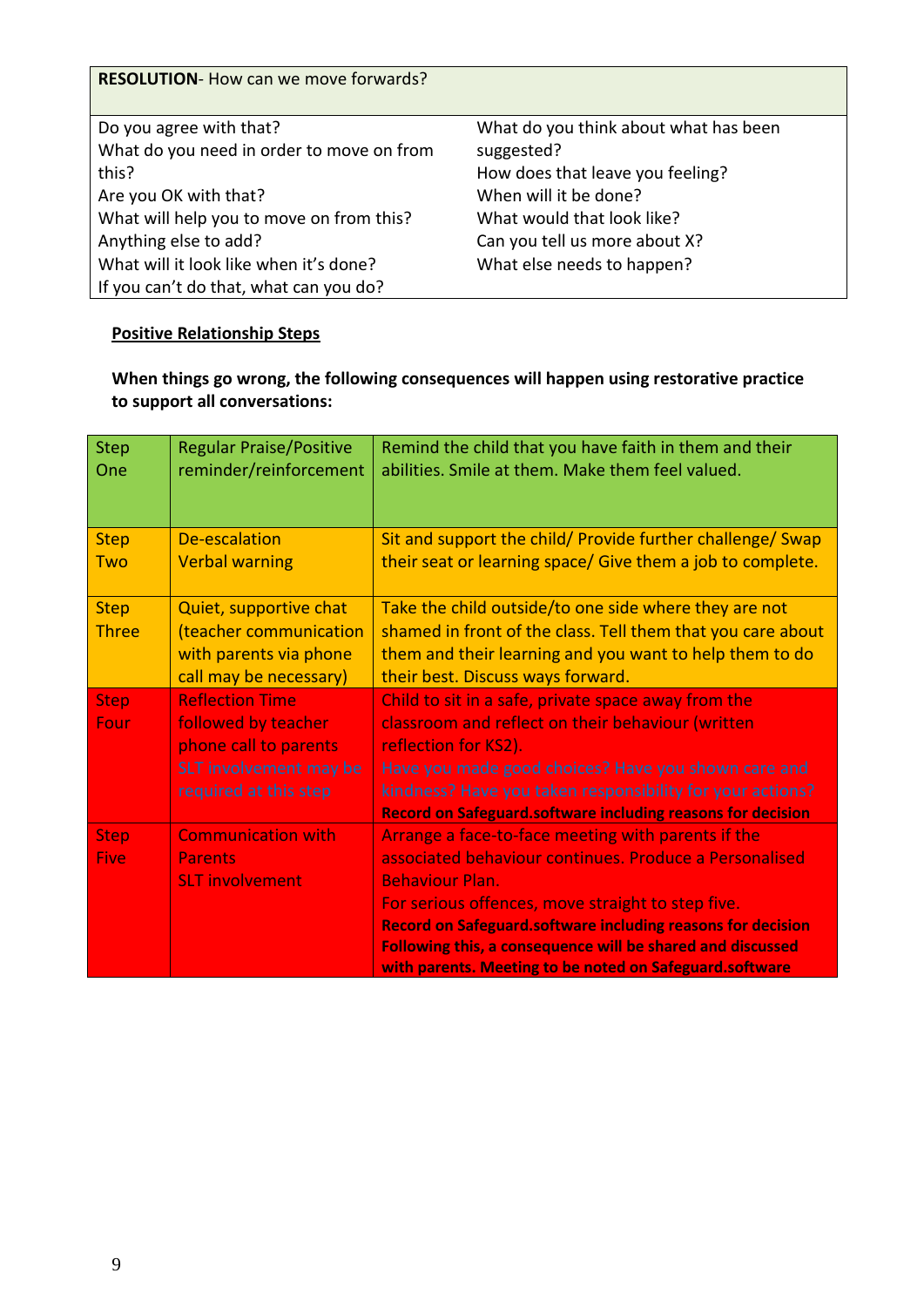| **RESOLUTION**- How can we move forwards? | |
|---|---|
| Do you agree with that?<br>What do you need in order to move on from this?<br>Are you OK with that?<br>What will help you to move on from this?<br>Anything else to add?<br>What will it look like when it's done?<br>If you can't do that, what can you do? | What do you think about what has been suggested?<br>How does that leave you feeling?<br>When will it be done?<br>What would that look like?<br>Can you tell us more about X?<br>What else needs to happen? |

**Positive Relationship Steps**

**When things go wrong, the following consequences will happen using restorative practice to support all conversations:**

| | | |
|---|---|---|
| Step One | Regular Praise/Positive reminder/reinforcement | Remind the child that you have faith in them and their abilities. Smile at them. Make them feel valued. |
| Step Two | De-escalation<br>Verbal warning | Sit and support the child/ Provide further challenge/ Swap their seat or learning space/ Give them a job to complete. |
| Step Three | Quiet, supportive chat (teacher communication with parents via phone call may be necessary) | Take the child outside/to one side where they are not shamed in front of the class. Tell them that you care about them and their learning and you want to help them to do their best. Discuss ways forward. |
| Step Four | Reflection Time followed by teacher phone call to parents<br>SLT involvement may be required at this step | Child to sit in a safe, private space away from the classroom and reflect on their behaviour (written reflection for KS2).<br>Have you made good choices? Have you shown care and kindness? Have you taken responsibility for your actions?<br>**Record on Safeguard.software including reasons for decision** |
| Step Five | Communication with Parents<br>SLT involvement | Arrange a face-to-face meeting with parents if the associated behaviour continues. Produce a Personalised Behaviour Plan.<br>For serious offences, move straight to step five.<br>**Record on Safeguard.software including reasons for decision**<br>**Following this, a consequence will be shared and discussed with parents. Meeting to be noted on Safeguard.software** |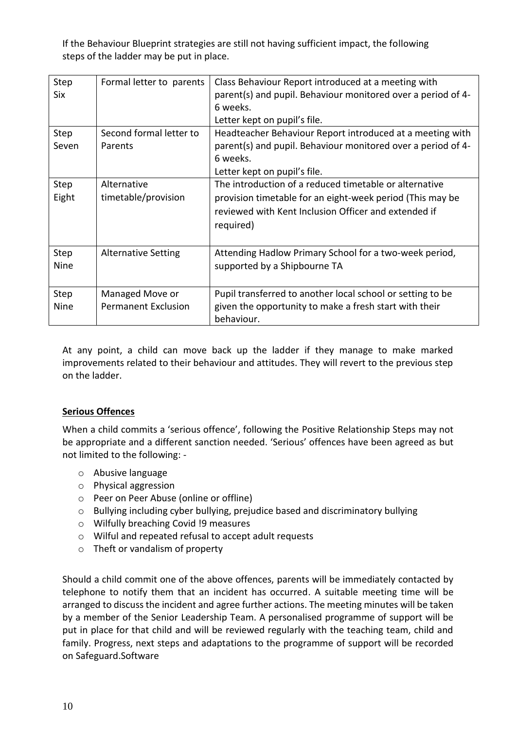If the Behaviour Blueprint strategies are still not having sufficient impact, the following steps of the ladder may be put in place.

| | | |
|---|---|---|
| Step Six | Formal letter to parents | Class Behaviour Report introduced at a meeting with parent(s) and pupil. Behaviour monitored over a period of 4-6 weeks.<br>Letter kept on pupil's file. |
| Step Seven | Second formal letter to Parents | Headteacher Behaviour Report introduced at a meeting with parent(s) and pupil. Behaviour monitored over a period of 4-6 weeks.<br>Letter kept on pupil's file. |
| Step Eight | Alternative timetable/provision | The introduction of a reduced timetable or alternative provision timetable for an eight-week period (This may be reviewed with Kent Inclusion Officer and extended if required) |
| Step Nine | Alternative Setting | Attending Hadlow Primary School for a two-week period, supported by a Shipbourne TA |
| Step Nine | Managed Move or Permanent Exclusion | Pupil transferred to another local school or setting to be given the opportunity to make a fresh start with their behaviour. |

At any point, a child can move back up the ladder if they manage to make marked improvements related to their behaviour and attitudes. They will revert to the previous step on the ladder.

**Serious Offences**

When a child commits a 'serious offence', following the Positive Relationship Steps may not be appropriate and a different sanction needed. 'Serious' offences have been agreed as but not limited to the following: -

- Abusive language
- Physical aggression
- Peer on Peer Abuse (online or offline)
- Bullying including cyber bullying, prejudice based and discriminatory bullying
- Wilfully breaching Covid !9 measures
- Wilful and repeated refusal to accept adult requests
- Theft or vandalism of property

Should a child commit one of the above offences, parents will be immediately contacted by telephone to notify them that an incident has occurred. A suitable meeting time will be arranged to discuss the incident and agree further actions. The meeting minutes will be taken by a member of the Senior Leadership Team. A personalised programme of support will be put in place for that child and will be reviewed regularly with the teaching team, child and family. Progress, next steps and adaptations to the programme of support will be recorded on Safeguard.Software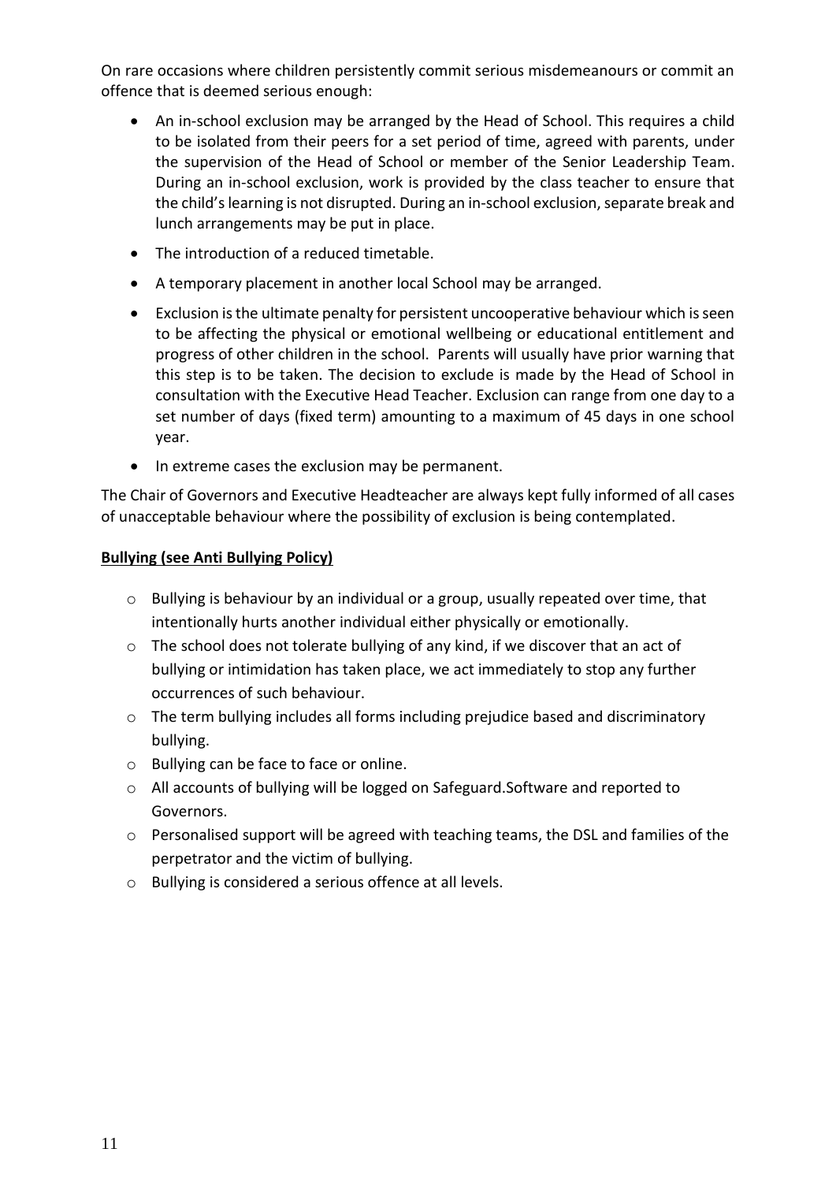On rare occasions where children persistently commit serious misdemeanours or commit an offence that is deemed serious enough:

- An in-school exclusion may be arranged by the Head of School. This requires a child to be isolated from their peers for a set period of time, agreed with parents, under the supervision of the Head of School or member of the Senior Leadership Team. During an in-school exclusion, work is provided by the class teacher to ensure that the child's learning is not disrupted. During an in-school exclusion, separate break and lunch arrangements may be put in place.
- The introduction of a reduced timetable.
- A temporary placement in another local School may be arranged.
- Exclusion is the ultimate penalty for persistent uncooperative behaviour which is seen to be affecting the physical or emotional wellbeing or educational entitlement and progress of other children in the school. Parents will usually have prior warning that this step is to be taken. The decision to exclude is made by the Head of School in consultation with the Executive Head Teacher. Exclusion can range from one day to a set number of days (fixed term) amounting to a maximum of 45 days in one school year.
- In extreme cases the exclusion may be permanent.

The Chair of Governors and Executive Headteacher are always kept fully informed of all cases of unacceptable behaviour where the possibility of exclusion is being contemplated.

**Bullying (see Anti Bullying Policy)**

- Bullying is behaviour by an individual or a group, usually repeated over time, that intentionally hurts another individual either physically or emotionally.
- The school does not tolerate bullying of any kind, if we discover that an act of bullying or intimidation has taken place, we act immediately to stop any further occurrences of such behaviour.
- The term bullying includes all forms including prejudice based and discriminatory bullying.
- Bullying can be face to face or online.
- All accounts of bullying will be logged on Safeguard.Software and reported to Governors.
- Personalised support will be agreed with teaching teams, the DSL and families of the perpetrator and the victim of bullying.
- Bullying is considered a serious offence at all levels.